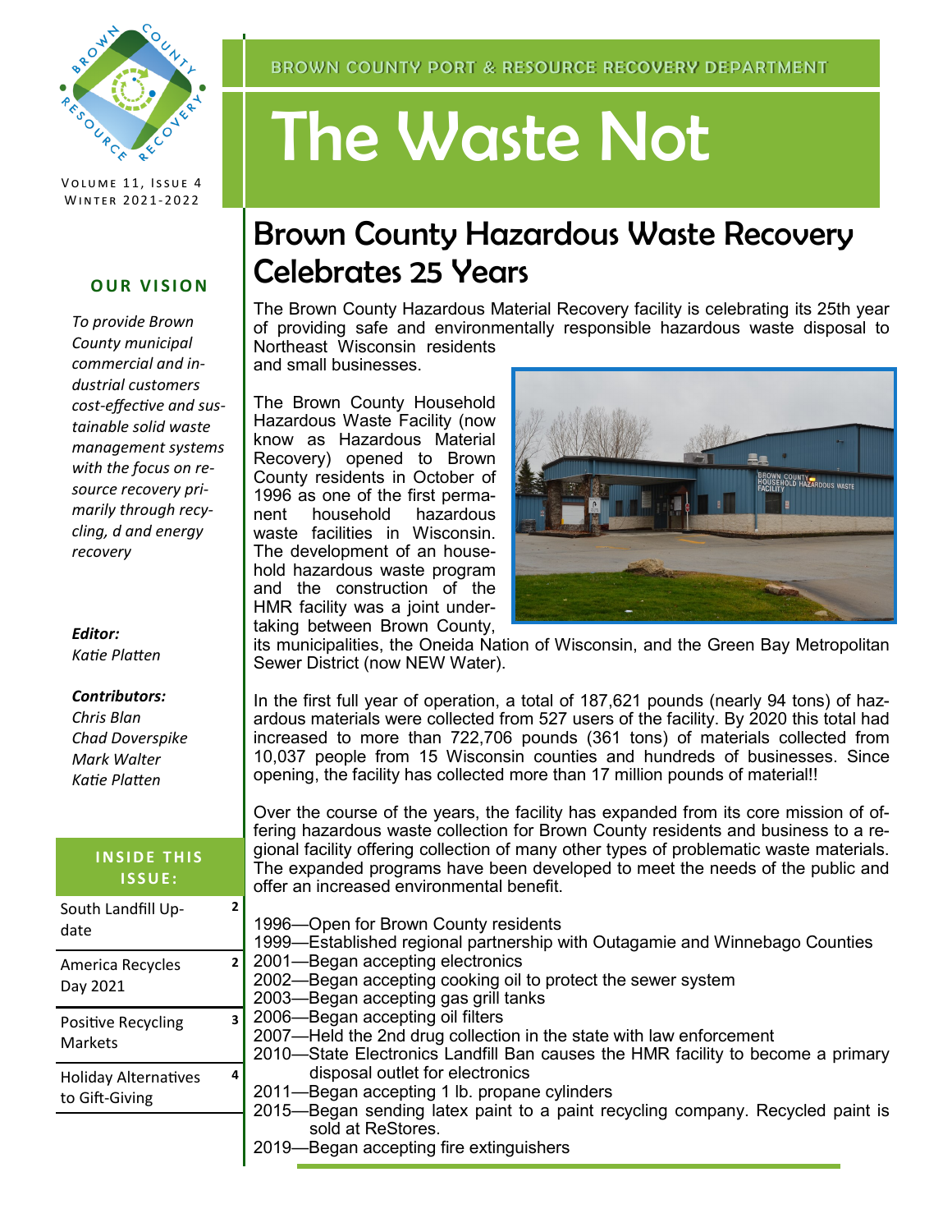BROWN COUNTY PORT & RESOURCE RECOVERY DEPARTMENT

# The Waste Not

Volume 11, Issue 4
Winter 2021-2022

**OUR VISION**

*To provide Brown County municipal commercial and industrial customers cost-effective and sustainable solid waste management systems with the focus on resource recovery primarily through recycling, d and energy recovery*

***Editor:***
*Katie Platten*

***Contributors:***
*Chris Blan*
*Chad Doverspike*
*Mark Walter*
*Katie Platten*

**INSIDE THIS ISSUE:**

| | |
|---|---|
| South Landfill Update | 2 |
| America Recycles Day 2021 | 2 |
| Positive Recycling Markets | 3 |
| Holiday Alternatives to Gift-Giving | 4 |

## Brown County Hazardous Waste Recovery Celebrates 25 Years

The Brown County Hazardous Material Recovery facility is celebrating its 25th year of providing safe and environmentally responsible hazardous waste disposal to Northeast Wisconsin residents and small businesses.

The Brown County Household Hazardous Waste Facility (now know as Hazardous Material Recovery) opened to Brown County residents in October of 1996 as one of the first permanent household hazardous waste facilities in Wisconsin. The development of an household hazardous waste program and the construction of the HMR facility was a joint undertaking between Brown County, its municipalities, the Oneida Nation of Wisconsin, and the Green Bay Metropolitan Sewer District (now NEW Water).

In the first full year of operation, a total of 187,621 pounds (nearly 94 tons) of hazardous materials were collected from 527 users of the facility. By 2020 this total had increased to more than 722,706 pounds (361 tons) of materials collected from 10,037 people from 15 Wisconsin counties and hundreds of businesses. Since opening, the facility has collected more than 17 million pounds of material!!

Over the course of the years, the facility has expanded from its core mission of offering hazardous waste collection for Brown County residents and business to a regional facility offering collection of many other types of problematic waste materials. The expanded programs have been developed to meet the needs of the public and offer an increased environmental benefit.

1996—Open for Brown County residents
1999—Established regional partnership with Outagamie and Winnebago Counties
2001—Began accepting electronics
2002—Began accepting cooking oil to protect the sewer system
2003—Began accepting gas grill tanks
2006—Began accepting oil filters
2007—Held the 2nd drug collection in the state with law enforcement
2010—State Electronics Landfill Ban causes the HMR facility to become a primary disposal outlet for electronics
2011—Began accepting 1 lb. propane cylinders
2015—Began sending latex paint to a paint recycling company. Recycled paint is sold at ReStores.
2019—Began accepting fire extinguishers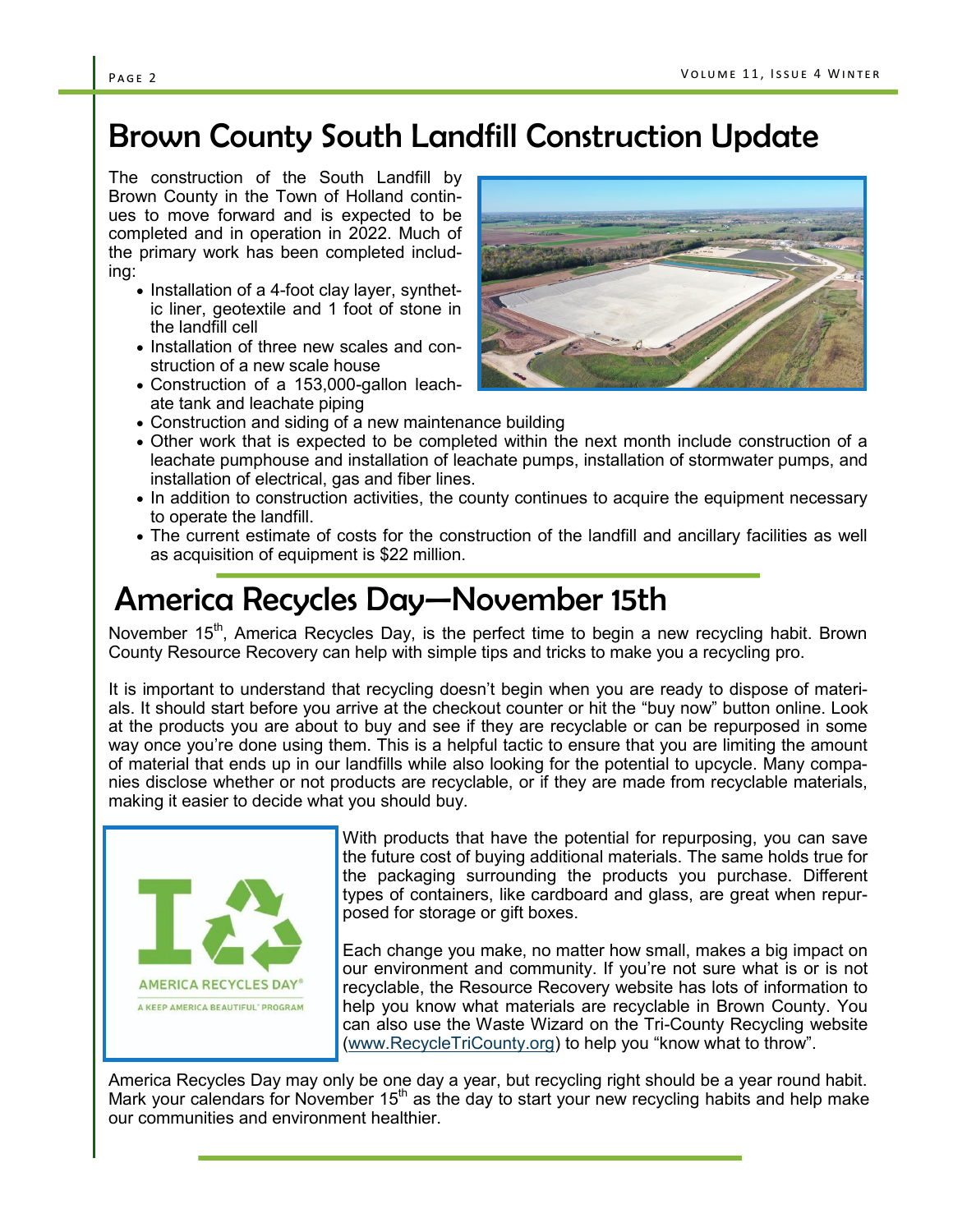# Brown County South Landfill Construction Update

The construction of the South Landfill by Brown County in the Town of Holland continues to move forward and is expected to be completed and in operation in 2022. Much of the primary work has been completed including:

- Installation of a 4-foot clay layer, synthetic liner, geotextile and 1 foot of stone in the landfill cell
- Installation of three new scales and construction of a new scale house
- Construction of a 153,000-gallon leachate tank and leachate piping
- Construction and siding of a new maintenance building
- Other work that is expected to be completed within the next month include construction of a leachate pumphouse and installation of leachate pumps, installation of stormwater pumps, and installation of electrical, gas and fiber lines.
- In addition to construction activities, the county continues to acquire the equipment necessary to operate the landfill.
- The current estimate of costs for the construction of the landfill and ancillary facilities as well as acquisition of equipment is $22 million.

# America Recycles Day—November 15th

November 15th, America Recycles Day, is the perfect time to begin a new recycling habit. Brown County Resource Recovery can help with simple tips and tricks to make you a recycling pro.

It is important to understand that recycling doesn't begin when you are ready to dispose of materials. It should start before you arrive at the checkout counter or hit the "buy now" button online. Look at the products you are about to buy and see if they are recyclable or can be repurposed in some way once you're done using them. This is a helpful tactic to ensure that you are limiting the amount of material that ends up in our landfills while also looking for the potential to upcycle. Many companies disclose whether or not products are recyclable, or if they are made from recyclable materials, making it easier to decide what you should buy.

With products that have the potential for repurposing, you can save the future cost of buying additional materials. The same holds true for the packaging surrounding the products you purchase. Different types of containers, like cardboard and glass, are great when repurposed for storage or gift boxes.

Each change you make, no matter how small, makes a big impact on our environment and community. If you're not sure what is or is not recyclable, the Resource Recovery website has lots of information to help you know what materials are recyclable in Brown County. You can also use the Waste Wizard on the Tri-County Recycling website (www.RecycleTriCounty.org) to help you "know what to throw".

America Recycles Day may only be one day a year, but recycling right should be a year round habit. Mark your calendars for November 15th as the day to start your new recycling habits and help make our communities and environment healthier.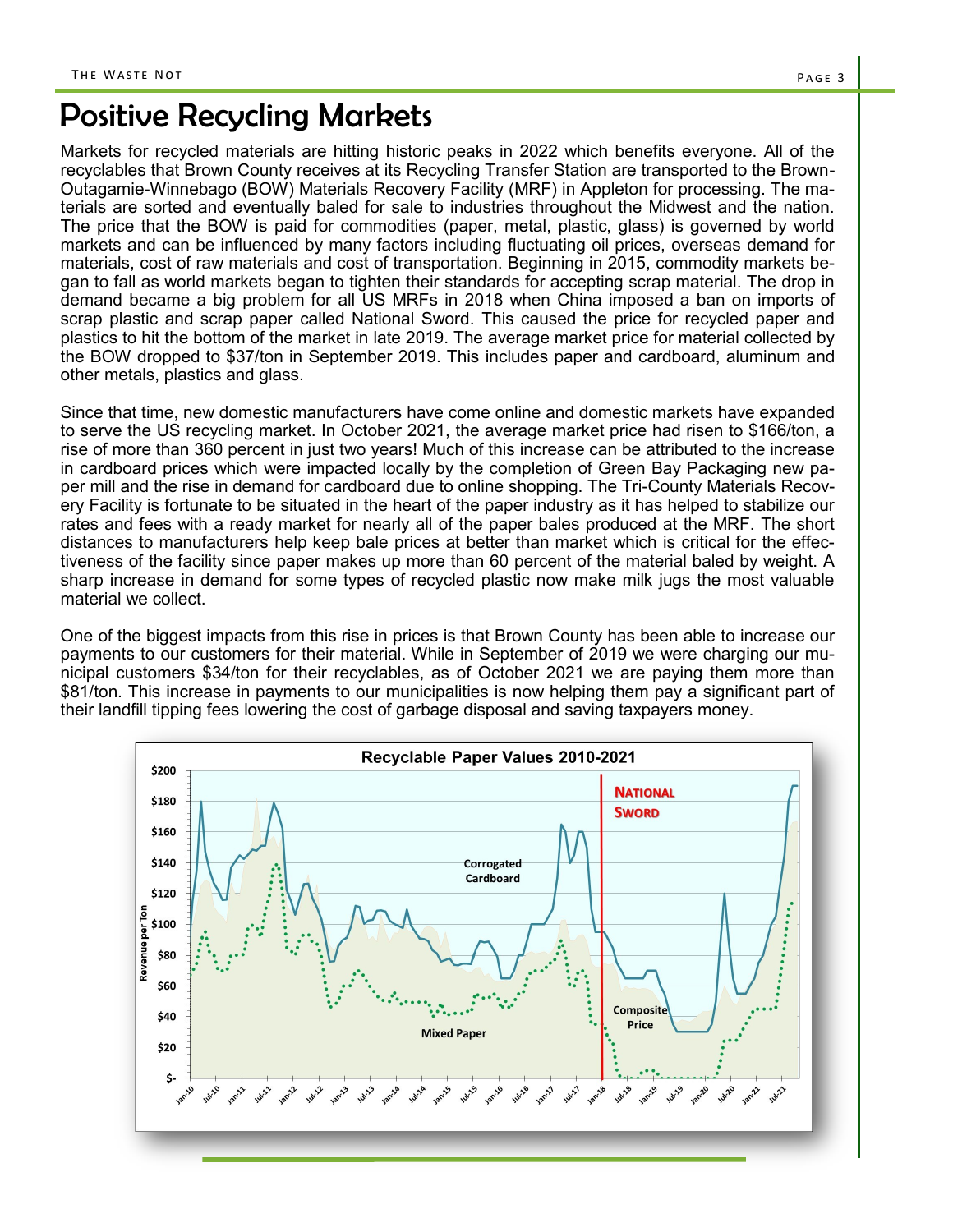# Positive Recycling Markets

Markets for recycled materials are hitting historic peaks in 2022 which benefits everyone. All of the recyclables that Brown County receives at its Recycling Transfer Station are transported to the Brown-Outagamie-Winnebago (BOW) Materials Recovery Facility (MRF) in Appleton for processing. The materials are sorted and eventually baled for sale to industries throughout the Midwest and the nation. The price that the BOW is paid for commodities (paper, metal, plastic, glass) is governed by world markets and can be influenced by many factors including fluctuating oil prices, overseas demand for materials, cost of raw materials and cost of transportation. Beginning in 2015, commodity markets began to fall as world markets began to tighten their standards for accepting scrap material. The drop in demand became a big problem for all US MRFs in 2018 when China imposed a ban on imports of scrap plastic and scrap paper called National Sword. This caused the price for recycled paper and plastics to hit the bottom of the market in late 2019. The average market price for material collected by the BOW dropped to $37/ton in September 2019. This includes paper and cardboard, aluminum and other metals, plastics and glass.

Since that time, new domestic manufacturers have come online and domestic markets have expanded to serve the US recycling market. In October 2021, the average market price had risen to $166/ton, a rise of more than 360 percent in just two years! Much of this increase can be attributed to the increase in cardboard prices which were impacted locally by the completion of Green Bay Packaging new paper mill and the rise in demand for cardboard due to online shopping. The Tri-County Materials Recovery Facility is fortunate to be situated in the heart of the paper industry as it has helped to stabilize our rates and fees with a ready market for nearly all of the paper bales produced at the MRF. The short distances to manufacturers help keep bale prices at better than market which is critical for the effectiveness of the facility since paper makes up more than 60 percent of the material baled by weight. A sharp increase in demand for some types of recycled plastic now make milk jugs the most valuable material we collect.

One of the biggest impacts from this rise in prices is that Brown County has been able to increase our payments to our customers for their material. While in September of 2019 we were charging our municipal customers $34/ton for their recyclables, as of October 2021 we are paying them more than $81/ton. This increase in payments to our municipalities is now helping them pay a significant part of their landfill tipping fees lowering the cost of garbage disposal and saving taxpayers money.

**Recyclable Paper Values 2010-2021**

(Chart: Revenue per Ton, Jan-10 to Jul-21; series: Corrugated Cardboard, Mixed Paper, Composite Price; marker: National Sword)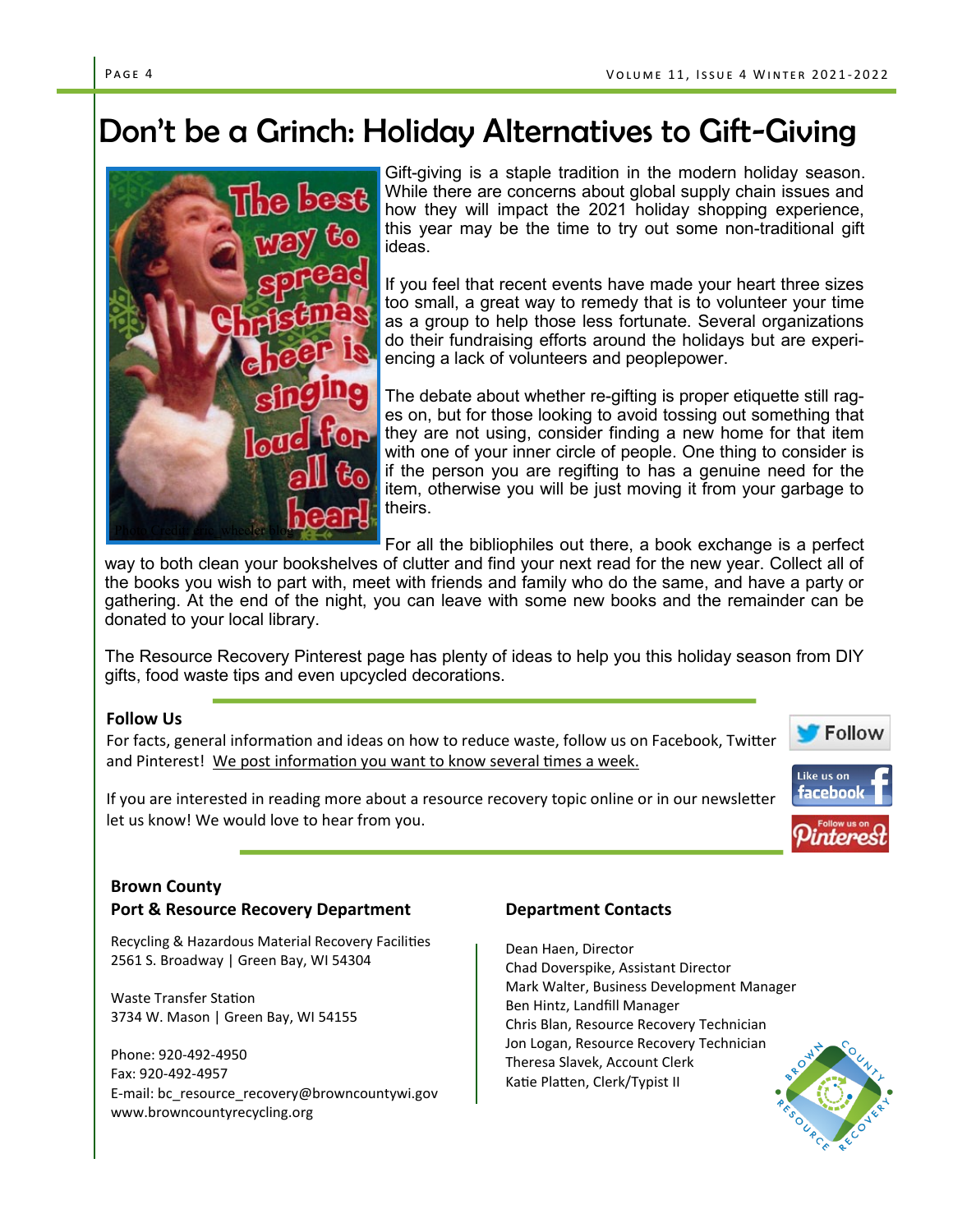# Don't be a Grinch: Holiday Alternatives to Gift-Giving

Gift-giving is a staple tradition in the modern holiday season. While there are concerns about global supply chain issues and how they will impact the 2021 holiday shopping experience, this year may be the time to try out some non-traditional gift ideas.

If you feel that recent events have made your heart three sizes too small, a great way to remedy that is to volunteer your time as a group to help those less fortunate. Several organizations do their fundraising efforts around the holidays but are experiencing a lack of volunteers and peoplepower.

The debate about whether re-gifting is proper etiquette still rages on, but for those looking to avoid tossing out something that they are not using, consider finding a new home for that item with one of your inner circle of people. One thing to consider is if the person you are regifting to has a genuine need for the item, otherwise you will be just moving it from your garbage to theirs.

For all the bibliophiles out there, a book exchange is a perfect way to both clean your bookshelves of clutter and find your next read for the new year. Collect all of the books you wish to part with, meet with friends and family who do the same, and have a party or gathering. At the end of the night, you can leave with some new books and the remainder can be donated to your local library.

The Resource Recovery Pinterest page has plenty of ideas to help you this holiday season from DIY gifts, food waste tips and even upcycled decorations.

### Follow Us

For facts, general information and ideas on how to reduce waste, follow us on Facebook, Twitter and Pinterest! We post information you want to know several times a week.

If you are interested in reading more about a resource recovery topic online or in our newsletter let us know! We would love to hear from you.

### Brown County Port & Resource Recovery Department

Recycling & Hazardous Material Recovery Facilities
2561 S. Broadway | Green Bay, WI 54304

Waste Transfer Station
3734 W. Mason | Green Bay, WI 54155

Phone: 920-492-4950
Fax: 920-492-4957
E-mail: bc_resource_recovery@browncountywi.gov
www.browncountyrecycling.org

### Department Contacts

Dean Haen, Director
Chad Doverspike, Assistant Director
Mark Walter, Business Development Manager
Ben Hintz, Landfill Manager
Chris Blan, Resource Recovery Technician
Jon Logan, Resource Recovery Technician
Theresa Slavek, Account Clerk
Katie Platten, Clerk/Typist II